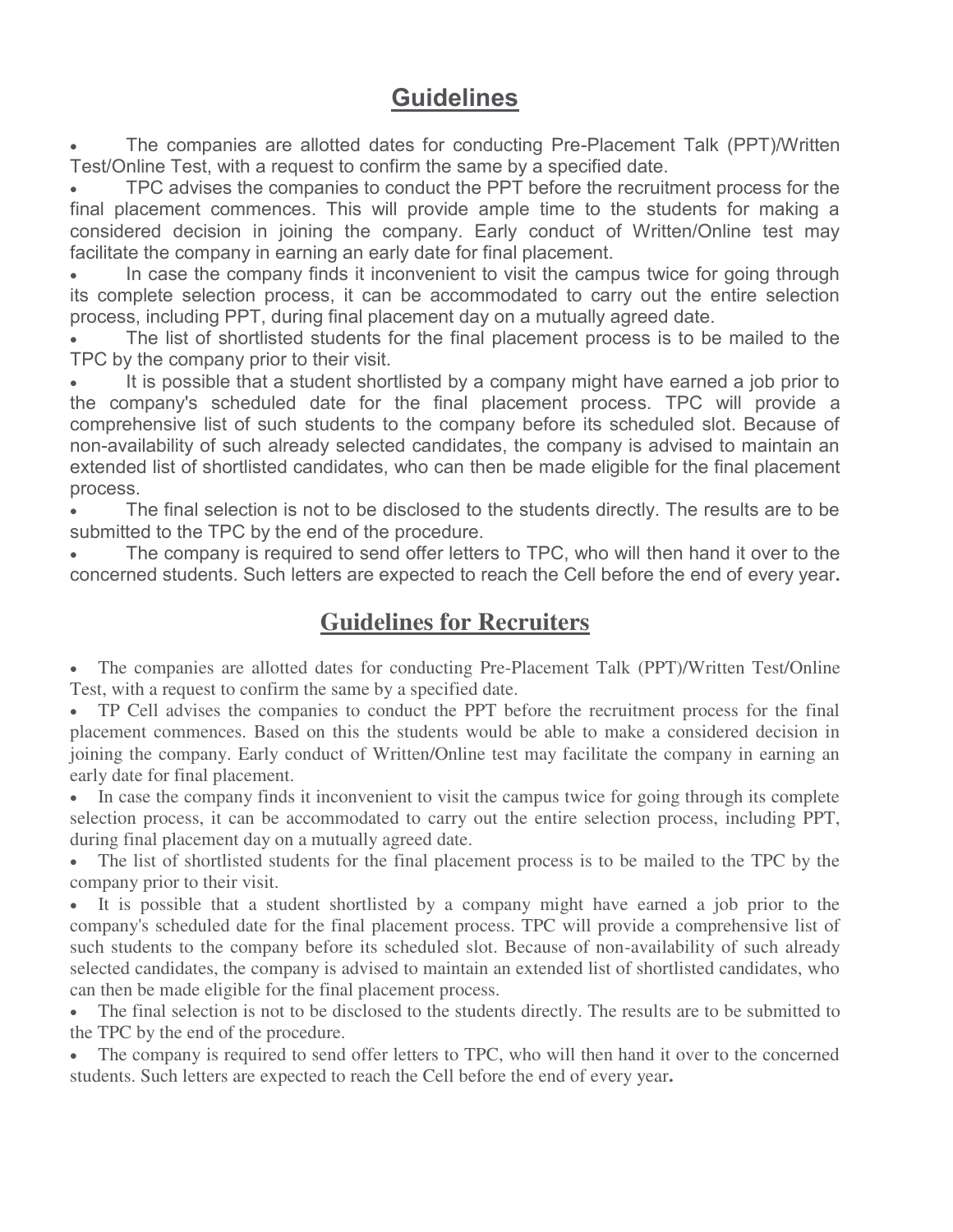## Guidelines

- The companies are allotted dates for conducting Pre-Placement Talk (PPT)/Written Test/Online Test, with a request to confirm the same by a specified date.
- TPC advises the companies to conduct the PPT before the recruitment process for the final placement commences. This will provide ample time to the students for making a considered decision in joining the company. Early conduct of Written/Online test may facilitate the company in earning an early date for final placement.
- In case the company finds it inconvenient to visit the campus twice for going through its complete selection process, it can be accommodated to carry out the entire selection process, including PPT, during final placement day on a mutually agreed date.
- The list of shortlisted students for the final placement process is to be mailed to the TPC by the company prior to their visit.
- It is possible that a student shortlisted by a company might have earned a job prior to the company's scheduled date for the final placement process. TPC will provide a comprehensive list of such students to the company before its scheduled slot. Because of non-availability of such already selected candidates, the company is advised to maintain an extended list of shortlisted candidates, who can then be made eligible for the final placement process.
- The final selection is not to be disclosed to the students directly. The results are to be submitted to the TPC by the end of the procedure.
- The company is required to send offer letters to TPC, who will then hand it over to the concerned students. Such letters are expected to reach the Cell before the end of every year**.**

## Guidelines for Recruiters

- The companies are allotted dates for conducting Pre-Placement Talk (PPT)/Written Test/Online Test, with a request to confirm the same by a specified date.
- TP Cell advises the companies to conduct the PPT before the recruitment process for the final placement commences. Based on this the students would be able to make a considered decision in joining the company. Early conduct of Written/Online test may facilitate the company in earning an early date for final placement.
- In case the company finds it inconvenient to visit the campus twice for going through its complete selection process, it can be accommodated to carry out the entire selection process, including PPT, during final placement day on a mutually agreed date.
- The list of shortlisted students for the final placement process is to be mailed to the TPC by the company prior to their visit.
- It is possible that a student shortlisted by a company might have earned a job prior to the company's scheduled date for the final placement process. TPC will provide a comprehensive list of such students to the company before its scheduled slot. Because of non-availability of such already selected candidates, the company is advised to maintain an extended list of shortlisted candidates, who can then be made eligible for the final placement process.
- The final selection is not to be disclosed to the students directly. The results are to be submitted to the TPC by the end of the procedure.
- The company is required to send offer letters to TPC, who will then hand it over to the concerned students. Such letters are expected to reach the Cell before the end of every year**.**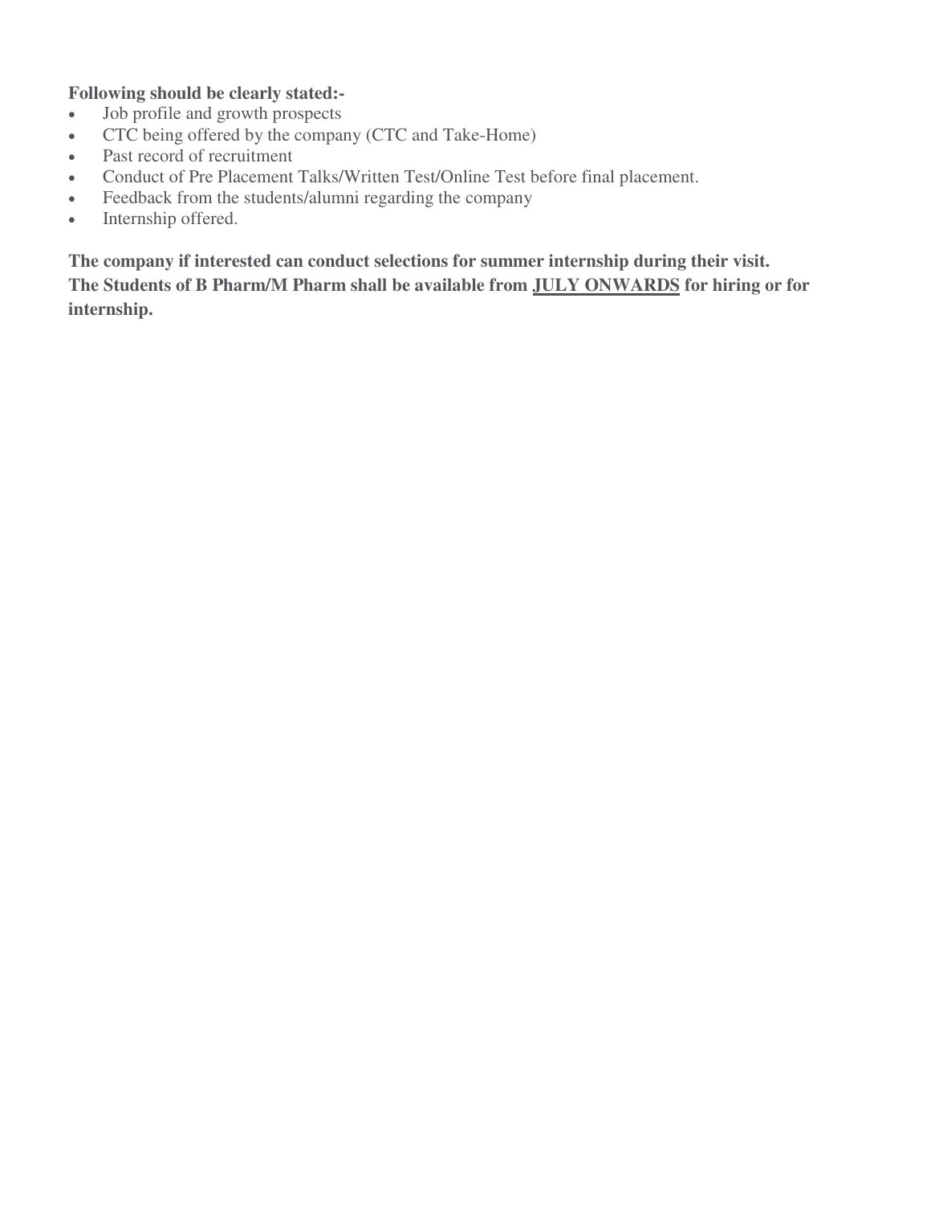**Following should be clearly stated:-**

- Job profile and growth prospects
- CTC being offered by the company (CTC and Take-Home)
- Past record of recruitment
- Conduct of Pre Placement Talks/Written Test/Online Test before final placement.
- Feedback from the students/alumni regarding the company
- Internship offered.

**The company if interested can conduct selections for summer internship during their visit.**
**The Students of B Pharm/M Pharm shall be available from <u>JULY ONWARDS</u> for hiring or for internship.**